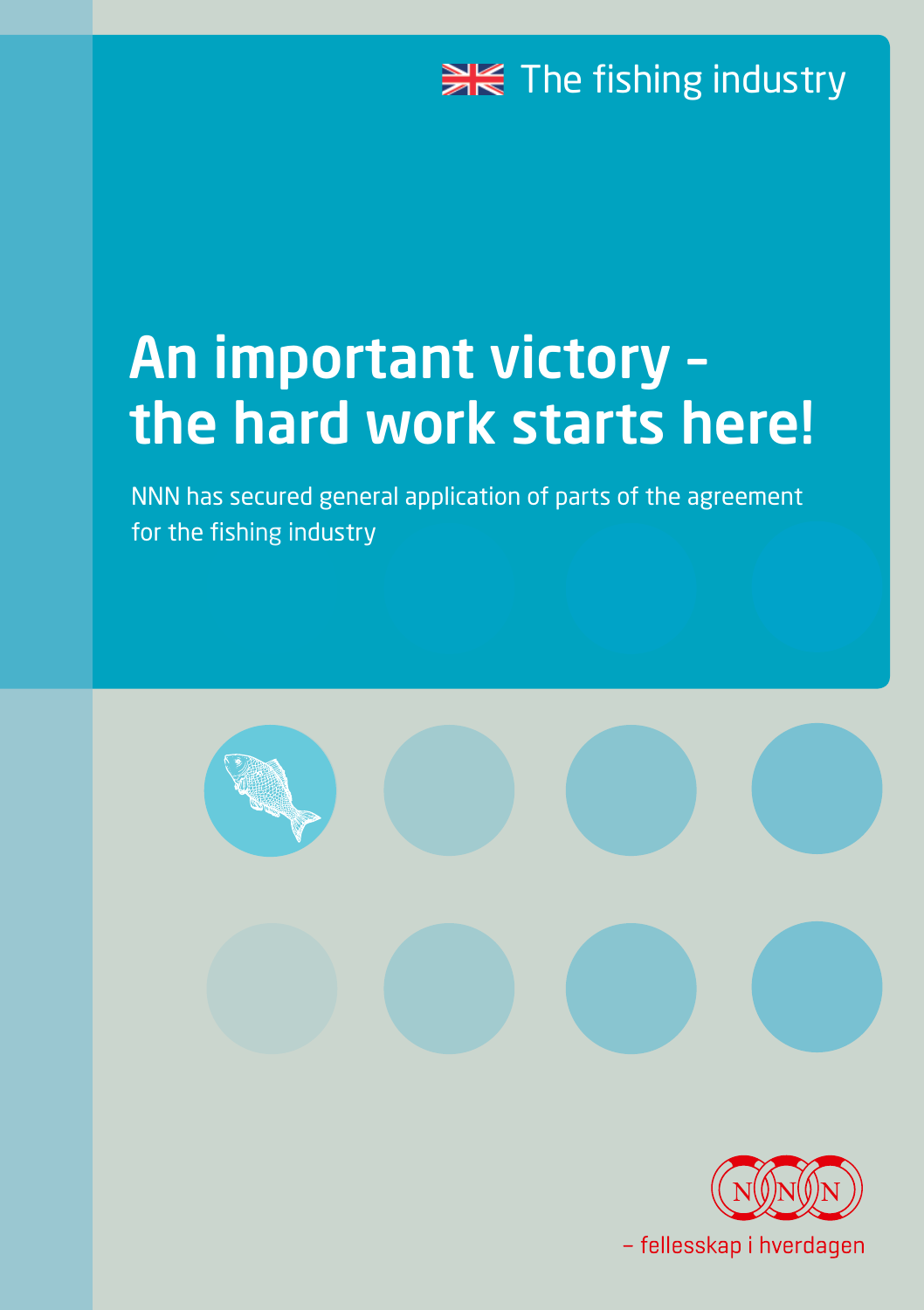The fishing industry

# An important victory – the hard work starts here!

NNN has secured general application of parts of the agreement for the fishing industry

– fellesskap i hverdagen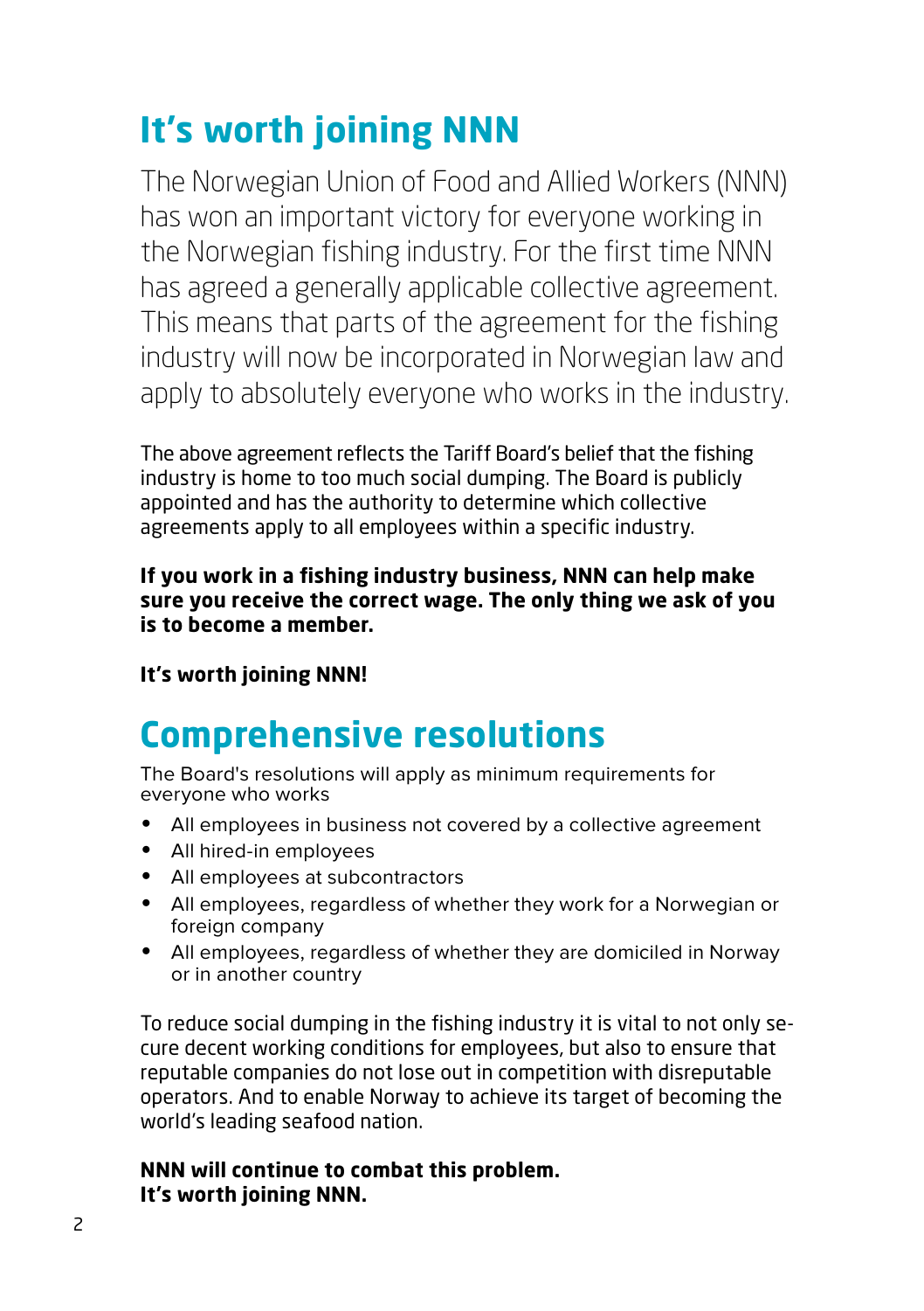# It's worth joining NNN

The Norwegian Union of Food and Allied Workers (NNN) has won an important victory for everyone working in the Norwegian fishing industry. For the first time NNN has agreed a generally applicable collective agreement. This means that parts of the agreement for the fishing industry will now be incorporated in Norwegian law and apply to absolutely everyone who works in the industry.

The above agreement reflects the Tariff Board's belief that the fishing industry is home to too much social dumping. The Board is publicly appointed and has the authority to determine which collective agreements apply to all employees within a specific industry.

**If you work in a fishing industry business, NNN can help make sure you receive the correct wage. The only thing we ask of you is to become a member.**

**It's worth joining NNN!**

# Comprehensive resolutions

The Board's resolutions will apply as minimum requirements for everyone who works

- All employees in business not covered by a collective agreement
- All hired-in employees
- All employees at subcontractors
- All employees, regardless of whether they work for a Norwegian or foreign company
- All employees, regardless of whether they are domiciled in Norway or in another country

To reduce social dumping in the fishing industry it is vital to not only secure decent working conditions for employees, but also to ensure that reputable companies do not lose out in competition with disreputable operators. And to enable Norway to achieve its target of becoming the world's leading seafood nation.

**NNN will continue to combat this problem.**
**It's worth joining NNN.**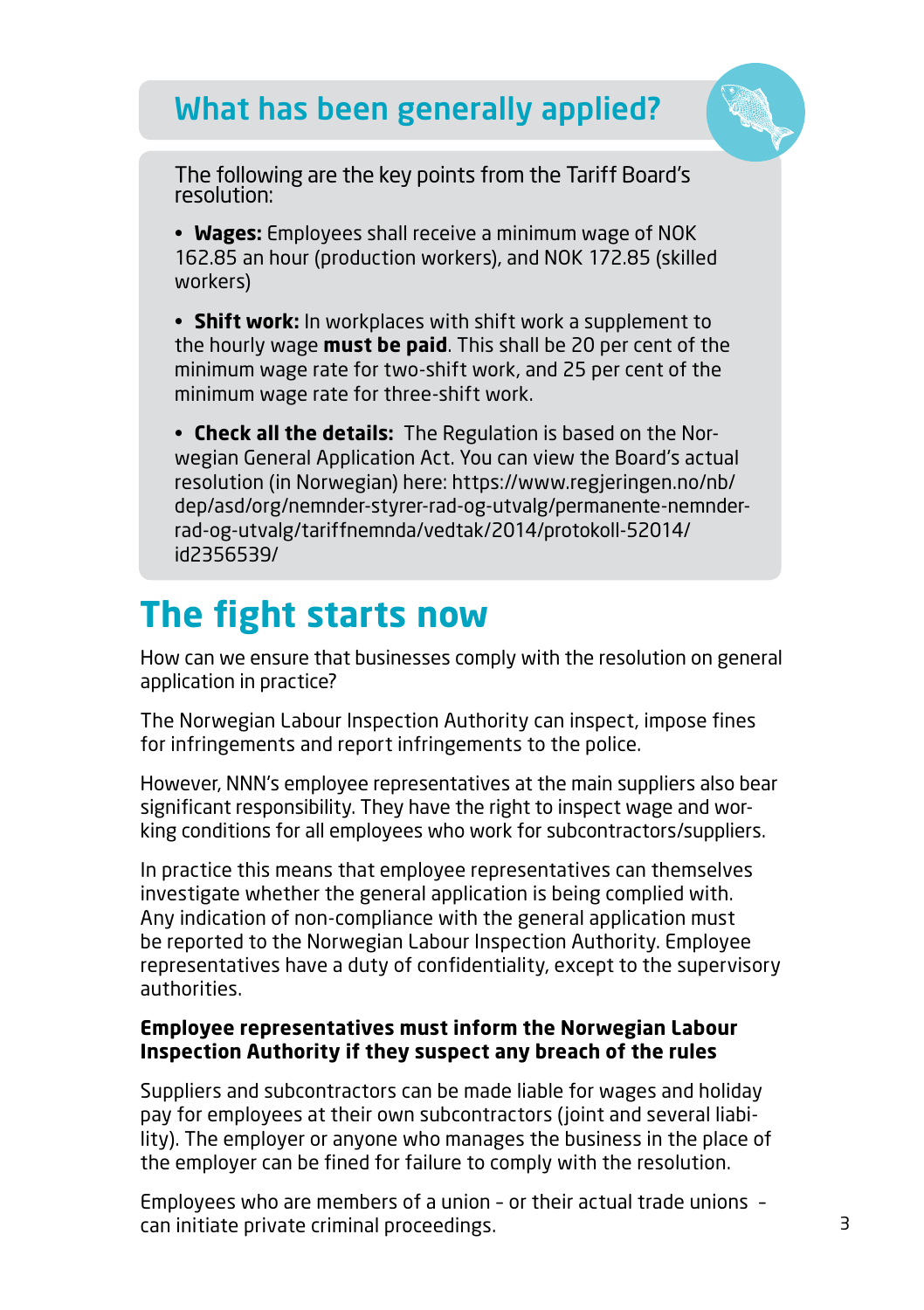## What has been generally applied?

The following are the key points from the Tariff Board's resolution:

- **Wages:** Employees shall receive a minimum wage of NOK 162.85 an hour (production workers), and NOK 172.85 (skilled workers)

- **Shift work:** In workplaces with shift work a supplement to the hourly wage **must be paid**. This shall be 20 per cent of the minimum wage rate for two-shift work, and 25 per cent of the minimum wage rate for three-shift work.

- **Check all the details:** The Regulation is based on the Norwegian General Application Act. You can view the Board's actual resolution (in Norwegian) here: https://www.regjeringen.no/nb/dep/asd/org/nemnder-styrer-rad-og-utvalg/permanente-nemnder-rad-og-utvalg/tariffnemnda/vedtak/2014/protokoll-52014/id2356539/

# The fight starts now

How can we ensure that businesses comply with the resolution on general application in practice?

The Norwegian Labour Inspection Authority can inspect, impose fines for infringements and report infringements to the police.

However, NNN's employee representatives at the main suppliers also bear significant responsibility. They have the right to inspect wage and working conditions for all employees who work for subcontractors/suppliers.

In practice this means that employee representatives can themselves investigate whether the general application is being complied with. Any indication of non-compliance with the general application must be reported to the Norwegian Labour Inspection Authority. Employee representatives have a duty of confidentiality, except to the supervisory authorities.

**Employee representatives must inform the Norwegian Labour Inspection Authority if they suspect any breach of the rules**

Suppliers and subcontractors can be made liable for wages and holiday pay for employees at their own subcontractors (joint and several liability). The employer or anyone who manages the business in the place of the employer can be fined for failure to comply with the resolution.

Employees who are members of a union – or their actual trade unions – can initiate private criminal proceedings.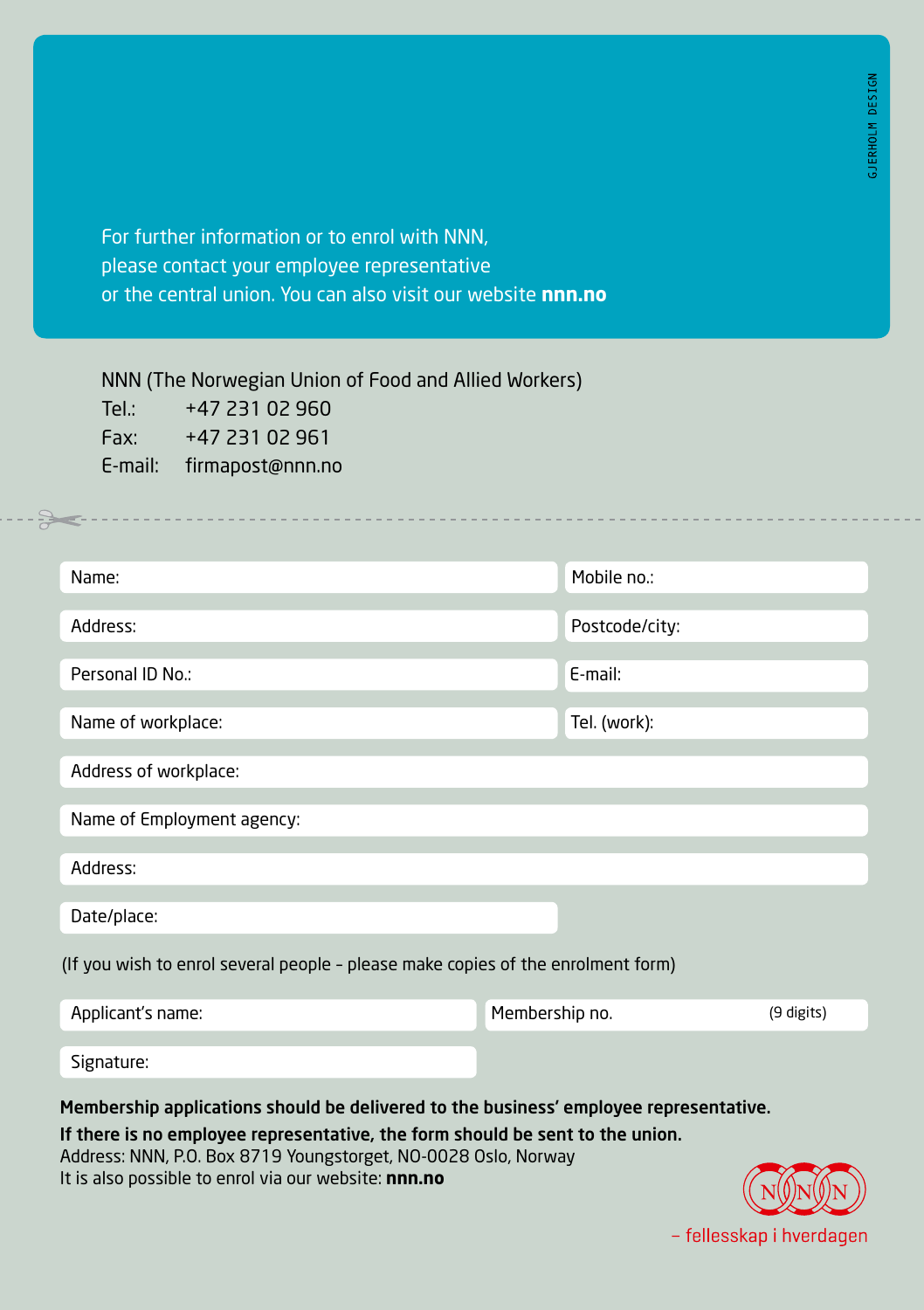For further information or to enrol with NNN, please contact your employee representative or the central union. You can also visit our website **nnn.no**

NNN (The Norwegian Union of Food and Allied Workers)
Tel.: +47 231 02 960
Fax: +47 231 02 961
E-mail: firmapost@nnn.no

| | |
|---|---|
| Name: | Mobile no.: |
| Address: | Postcode/city: |
| Personal ID No.: | E-mail: |
| Name of workplace: | Tel. (work): |
| Address of workplace: | |
| Name of Employment agency: | |
| Address: | |
| Date/place: | |

(If you wish to enrol several people - please make copies of the enrolment form)

| | |
|---|---|
| Applicant's name: | Membership no. (9 digits) |
| Signature: | |

**Membership applications should be delivered to the business' employee representative.**
**If there is no employee representative, the form should be sent to the union.**
Address: NNN, P.O. Box 8719 Youngstorget, NO-0028 Oslo, Norway
It is also possible to enrol via our website: **nnn.no**

NNN – fellesskap i hverdagen